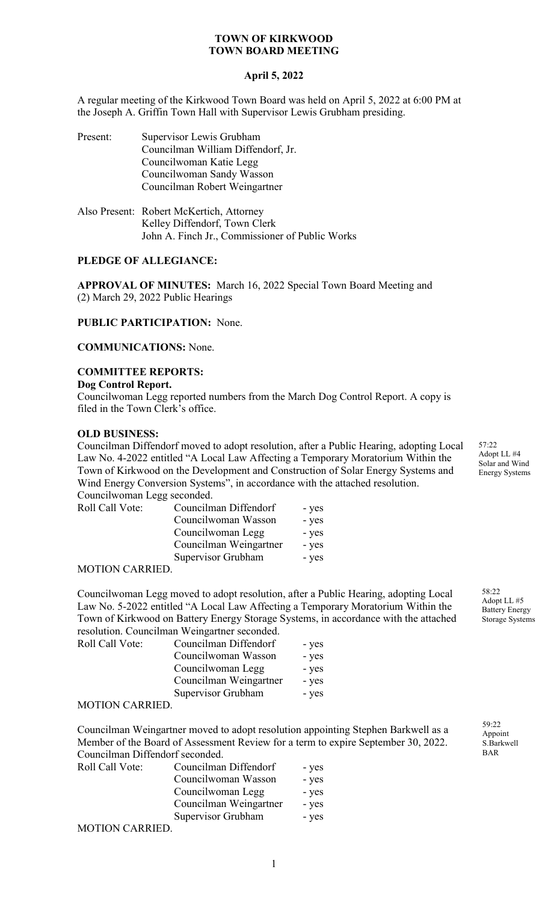# TOWN OF KIRKWOOD
# TOWN BOARD MEETING

## April 5, 2022

A regular meeting of the Kirkwood Town Board was held on April 5, 2022 at 6:00 PM at the Joseph A. Griffin Town Hall with Supervisor Lewis Grubham presiding.

Present: Supervisor Lewis Grubham
Councilman William Diffendorf, Jr.
Councilwoman Katie Legg
Councilwoman Sandy Wasson
Councilman Robert Weingartner

Also Present: Robert McKertich, Attorney
Kelley Diffendorf, Town Clerk
John A. Finch Jr., Commissioner of Public Works

**PLEDGE OF ALLEGIANCE:**

**APPROVAL OF MINUTES:** March 16, 2022 Special Town Board Meeting and (2) March 29, 2022 Public Hearings

**PUBLIC PARTICIPATION:** None.

**COMMUNICATIONS:** None.

**COMMITTEE REPORTS:**

**Dog Control Report.**
Councilwoman Legg reported numbers from the March Dog Control Report. A copy is filed in the Town Clerk's office.

**OLD BUSINESS:**

57:22
Adopt LL #4
Solar and Wind Energy Systems

Councilman Diffendorf moved to adopt resolution, after a Public Hearing, adopting Local Law No. 4-2022 entitled "A Local Law Affecting a Temporary Moratorium Within the Town of Kirkwood on the Development and Construction of Solar Energy Systems and Wind Energy Conversion Systems", in accordance with the attached resolution. Councilwoman Legg seconded.

| Roll Call Vote: | Councilman Diffendorf | - yes |
|---|---|---|
| | Councilwoman Wasson | - yes |
| | Councilwoman Legg | - yes |
| | Councilman Weingartner | - yes |
| | Supervisor Grubham | - yes |

MOTION CARRIED.

58:22
Adopt LL #5
Battery Energy Storage Systems

Councilwoman Legg moved to adopt resolution, after a Public Hearing, adopting Local Law No. 5-2022 entitled "A Local Law Affecting a Temporary Moratorium Within the Town of Kirkwood on Battery Energy Storage Systems, in accordance with the attached resolution. Councilman Weingartner seconded.

| Roll Call Vote: | Councilman Diffendorf | - yes |
|---|---|---|
| | Councilwoman Wasson | - yes |
| | Councilwoman Legg | - yes |
| | Councilman Weingartner | - yes |
| | Supervisor Grubham | - yes |

MOTION CARRIED.

59:22
Appoint S.Barkwell BAR

Councilman Weingartner moved to adopt resolution appointing Stephen Barkwell as a Member of the Board of Assessment Review for a term to expire September 30, 2022. Councilman Diffendorf seconded.

| Roll Call Vote: | Councilman Diffendorf | - yes |
|---|---|---|
| | Councilwoman Wasson | - yes |
| | Councilwoman Legg | - yes |
| | Councilman Weingartner | - yes |
| | Supervisor Grubham | - yes |

MOTION CARRIED.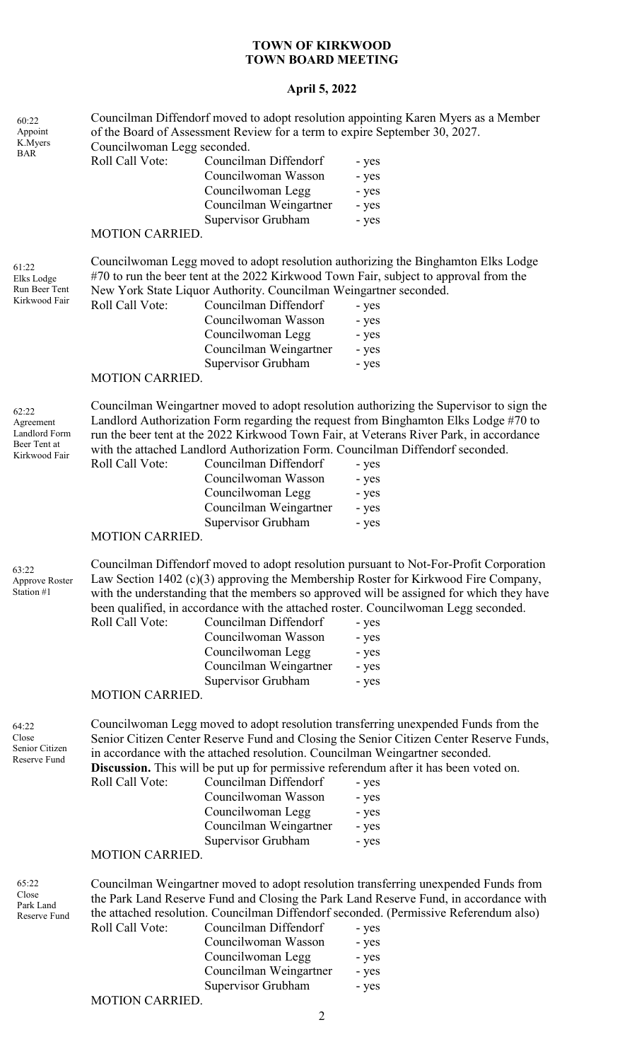**TOWN OF KIRKWOOD**
**TOWN BOARD MEETING**

**April 5, 2022**

60:22
Appoint
K.Myers
BAR

Councilman Diffendorf moved to adopt resolution appointing Karen Myers as a Member of the Board of Assessment Review for a term to expire September 30, 2027. Councilwoman Legg seconded.

Roll Call Vote:
- Councilman Diffendorf - yes
- Councilwoman Wasson - yes
- Councilwoman Legg - yes
- Councilman Weingartner - yes
- Supervisor Grubham - yes

MOTION CARRIED.

61:22
Elks Lodge
Run Beer Tent
Kirkwood Fair

Councilwoman Legg moved to adopt resolution authorizing the Binghamton Elks Lodge #70 to run the beer tent at the 2022 Kirkwood Town Fair, subject to approval from the New York State Liquor Authority. Councilman Weingartner seconded.

Roll Call Vote:
- Councilman Diffendorf - yes
- Councilwoman Wasson - yes
- Councilwoman Legg - yes
- Councilman Weingartner - yes
- Supervisor Grubham - yes

MOTION CARRIED.

62:22
Agreement
Landlord Form
Beer Tent at
Kirkwood Fair

Councilman Weingartner moved to adopt resolution authorizing the Supervisor to sign the Landlord Authorization Form regarding the request from Binghamton Elks Lodge #70 to run the beer tent at the 2022 Kirkwood Town Fair, at Veterans River Park, in accordance with the attached Landlord Authorization Form. Councilman Diffendorf seconded.

Roll Call Vote:
- Councilman Diffendorf - yes
- Councilwoman Wasson - yes
- Councilwoman Legg - yes
- Councilman Weingartner - yes
- Supervisor Grubham - yes

MOTION CARRIED.

63:22
Approve Roster
Station #1

Councilman Diffendorf moved to adopt resolution pursuant to Not-For-Profit Corporation Law Section 1402 (c)(3) approving the Membership Roster for Kirkwood Fire Company, with the understanding that the members so approved will be assigned for which they have been qualified, in accordance with the attached roster. Councilwoman Legg seconded.

Roll Call Vote:
- Councilman Diffendorf - yes
- Councilwoman Wasson - yes
- Councilwoman Legg - yes
- Councilman Weingartner - yes
- Supervisor Grubham - yes

MOTION CARRIED.

64:22
Close
Senior Citizen
Reserve Fund

Councilwoman Legg moved to adopt resolution transferring unexpended Funds from the Senior Citizen Center Reserve Fund and Closing the Senior Citizen Center Reserve Funds, in accordance with the attached resolution. Councilman Weingartner seconded.
**Discussion.** This will be put up for permissive referendum after it has been voted on.

Roll Call Vote:
- Councilman Diffendorf - yes
- Councilwoman Wasson - yes
- Councilwoman Legg - yes
- Councilman Weingartner - yes
- Supervisor Grubham - yes

MOTION CARRIED.

65:22
Close
Park Land
Reserve Fund

Councilman Weingartner moved to adopt resolution transferring unexpended Funds from the Park Land Reserve Fund and Closing the Park Land Reserve Fund, in accordance with the attached resolution. Councilman Diffendorf seconded. (Permissive Referendum also)

Roll Call Vote:
- Councilman Diffendorf - yes
- Councilwoman Wasson - yes
- Councilwoman Legg - yes
- Councilman Weingartner - yes
- Supervisor Grubham - yes

MOTION CARRIED.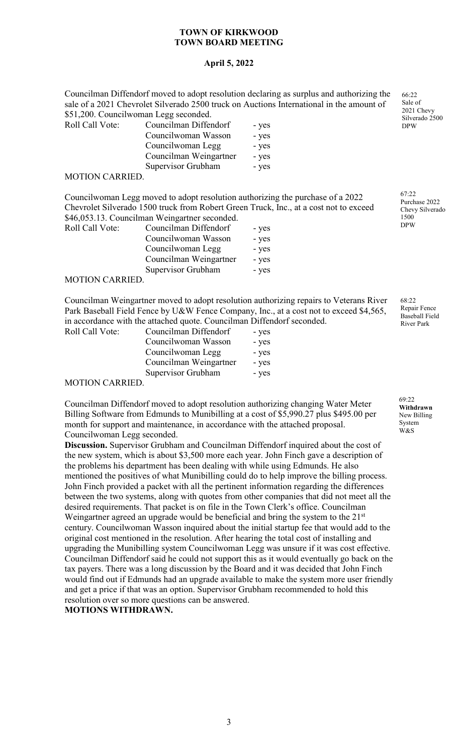# TOWN OF KIRKWOOD
# TOWN BOARD MEETING

## April 5, 2022

Councilman Diffendorf moved to adopt resolution declaring as surplus and authorizing the sale of a 2021 Chevrolet Silverado 2500 truck on Auctions International in the amount of \$51,200. Councilwoman Legg seconded.

66:22 Sale of 2021 Chevy Silverado 2500 DPW

| Roll Call Vote: | Councilman Diffendorf | - yes |
|---|---|---|
| | Councilwoman Wasson | - yes |
| | Councilwoman Legg | - yes |
| | Councilman Weingartner | - yes |
| | Supervisor Grubham | - yes |

MOTION CARRIED.

Councilwoman Legg moved to adopt resolution authorizing the purchase of a 2022 Chevrolet Silverado 1500 truck from Robert Green Truck, Inc., at a cost not to exceed \$46,053.13. Councilman Weingartner seconded.

67:22 Purchase 2022 Chevy Silverado 1500 DPW

| Roll Call Vote: | Councilman Diffendorf | - yes |
|---|---|---|
| | Councilwoman Wasson | - yes |
| | Councilwoman Legg | - yes |
| | Councilman Weingartner | - yes |
| | Supervisor Grubham | - yes |

MOTION CARRIED.

Councilman Weingartner moved to adopt resolution authorizing repairs to Veterans River Park Baseball Field Fence by U&W Fence Company, Inc., at a cost not to exceed \$4,565, in accordance with the attached quote. Councilman Diffendorf seconded.

68:22 Repair Fence Baseball Field River Park

| Roll Call Vote: | Councilman Diffendorf | - yes |
|---|---|---|
| | Councilwoman Wasson | - yes |
| | Councilwoman Legg | - yes |
| | Councilman Weingartner | - yes |
| | Supervisor Grubham | - yes |

MOTION CARRIED.

Councilman Diffendorf moved to adopt resolution authorizing changing Water Meter Billing Software from Edmunds to Munibilling at a cost of \$5,990.27 plus \$495.00 per month for support and maintenance, in accordance with the attached proposal. Councilwoman Legg seconded.

69:22 **Withdrawn** New Billing System W&S

**Discussion.** Supervisor Grubham and Councilman Diffendorf inquired about the cost of the new system, which is about \$3,500 more each year. John Finch gave a description of the problems his department has been dealing with while using Edmunds. He also mentioned the positives of what Munibilling could do to help improve the billing process. John Finch provided a packet with all the pertinent information regarding the differences between the two systems, along with quotes from other companies that did not meet all the desired requirements. That packet is on file in the Town Clerk's office. Councilman Weingartner agreed an upgrade would be beneficial and bring the system to the 21st century. Councilwoman Wasson inquired about the initial startup fee that would add to the original cost mentioned in the resolution. After hearing the total cost of installing and upgrading the Munibilling system Councilwoman Legg was unsure if it was cost effective. Councilman Diffendorf said he could not support this as it would eventually go back on the tax payers. There was a long discussion by the Board and it was decided that John Finch would find out if Edmunds had an upgrade available to make the system more user friendly and get a price if that was an option. Supervisor Grubham recommended to hold this resolution over so more questions can be answered.

**MOTIONS WITHDRAWN.**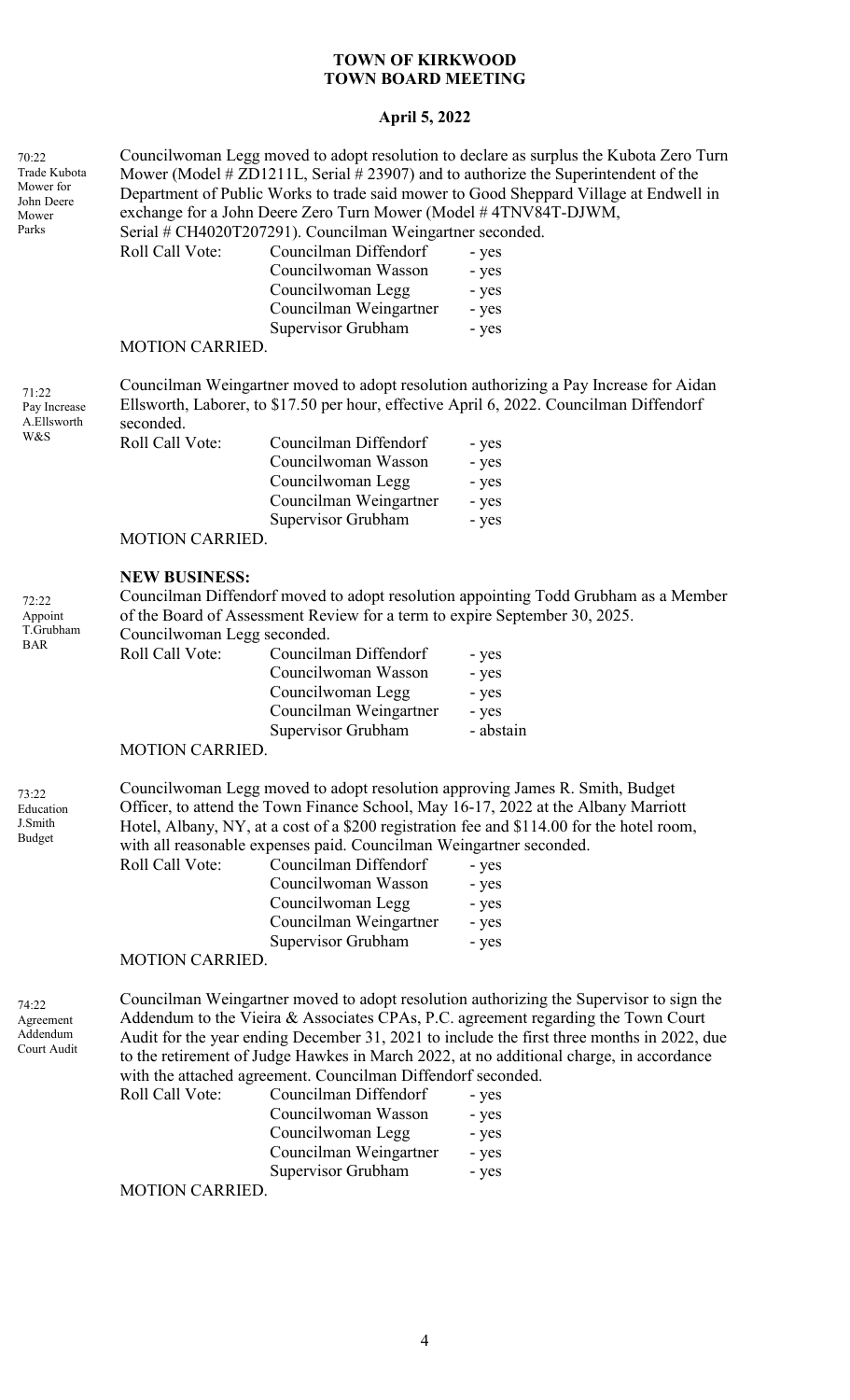**TOWN OF KIRKWOOD**
**TOWN BOARD MEETING**

**April 5, 2022**

70:22 Trade Kubota Mower for John Deere Mower Parks

Councilwoman Legg moved to adopt resolution to declare as surplus the Kubota Zero Turn Mower (Model # ZD1211L, Serial # 23907) and to authorize the Superintendent of the Department of Public Works to trade said mower to Good Sheppard Village at Endwell in exchange for a John Deere Zero Turn Mower (Model # 4TNV84T-DJWM, Serial # CH4020T207291). Councilman Weingartner seconded.

| Roll Call Vote: | Councilman Diffendorf | - yes |
|---|---|---|
| | Councilwoman Wasson | - yes |
| | Councilwoman Legg | - yes |
| | Councilman Weingartner | - yes |
| | Supervisor Grubham | - yes |

MOTION CARRIED.

71:22 Pay Increase A.Ellsworth W&S

Councilman Weingartner moved to adopt resolution authorizing a Pay Increase for Aidan Ellsworth, Laborer, to $17.50 per hour, effective April 6, 2022. Councilman Diffendorf seconded.

| Roll Call Vote: | Councilman Diffendorf | - yes |
|---|---|---|
| | Councilwoman Wasson | - yes |
| | Councilwoman Legg | - yes |
| | Councilman Weingartner | - yes |
| | Supervisor Grubham | - yes |

MOTION CARRIED.

**NEW BUSINESS:**

72:22 Appoint T.Grubham BAR

Councilman Diffendorf moved to adopt resolution appointing Todd Grubham as a Member of the Board of Assessment Review for a term to expire September 30, 2025. Councilwoman Legg seconded.

| Roll Call Vote: | Councilman Diffendorf | - yes |
|---|---|---|
| | Councilwoman Wasson | - yes |
| | Councilwoman Legg | - yes |
| | Councilman Weingartner | - yes |
| | Supervisor Grubham | - abstain |

MOTION CARRIED.

73:22 Education J.Smith Budget

Councilwoman Legg moved to adopt resolution approving James R. Smith, Budget Officer, to attend the Town Finance School, May 16-17, 2022 at the Albany Marriott Hotel, Albany, NY, at a cost of a $200 registration fee and $114.00 for the hotel room, with all reasonable expenses paid. Councilman Weingartner seconded.

| Roll Call Vote: | Councilman Diffendorf | - yes |
|---|---|---|
| | Councilwoman Wasson | - yes |
| | Councilwoman Legg | - yes |
| | Councilman Weingartner | - yes |
| | Supervisor Grubham | - yes |

MOTION CARRIED.

74:22 Agreement Addendum Court Audit

Councilman Weingartner moved to adopt resolution authorizing the Supervisor to sign the Addendum to the Vieira & Associates CPAs, P.C. agreement regarding the Town Court Audit for the year ending December 31, 2021 to include the first three months in 2022, due to the retirement of Judge Hawkes in March 2022, at no additional charge, in accordance with the attached agreement. Councilman Diffendorf seconded.

| Roll Call Vote: | Councilman Diffendorf | - yes |
|---|---|---|
| | Councilwoman Wasson | - yes |
| | Councilwoman Legg | - yes |
| | Councilman Weingartner | - yes |
| | Supervisor Grubham | - yes |

MOTION CARRIED.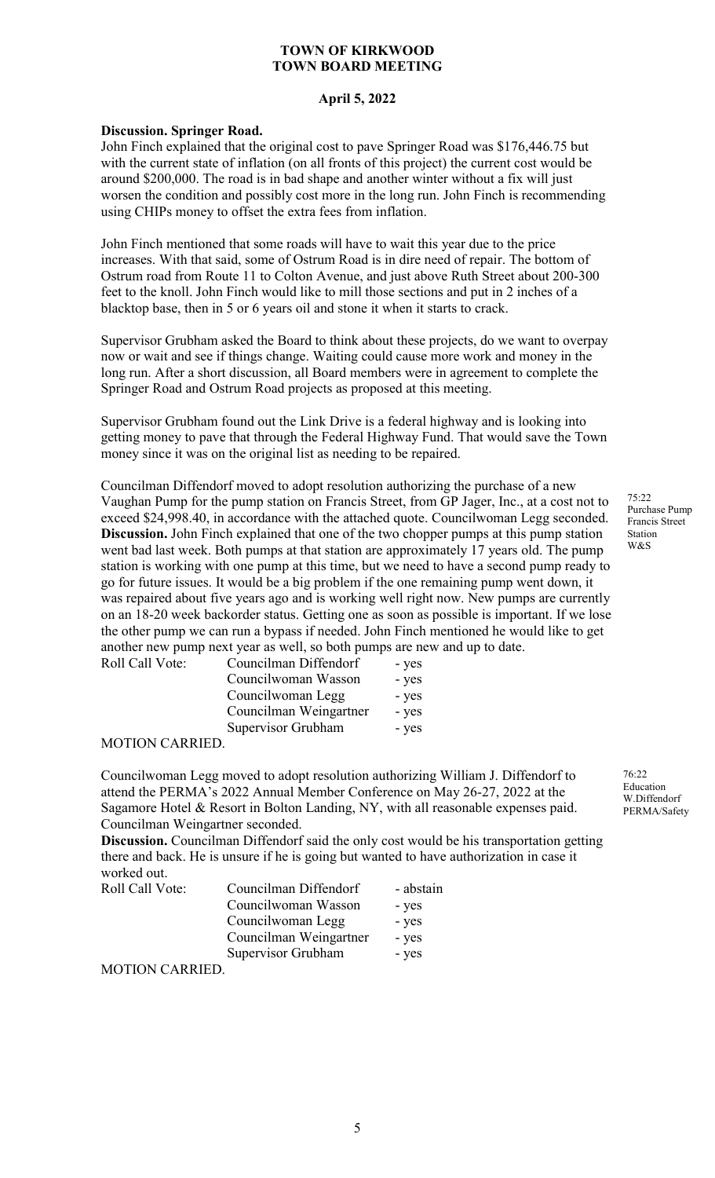**TOWN OF KIRKWOOD**
**TOWN BOARD MEETING**

**April 5, 2022**

**Discussion. Springer Road.**
John Finch explained that the original cost to pave Springer Road was $176,446.75 but with the current state of inflation (on all fronts of this project) the current cost would be around $200,000. The road is in bad shape and another winter without a fix will just worsen the condition and possibly cost more in the long run. John Finch is recommending using CHIPs money to offset the extra fees from inflation.

John Finch mentioned that some roads will have to wait this year due to the price increases. With that said, some of Ostrum Road is in dire need of repair. The bottom of Ostrum road from Route 11 to Colton Avenue, and just above Ruth Street about 200-300 feet to the knoll. John Finch would like to mill those sections and put in 2 inches of a blacktop base, then in 5 or 6 years oil and stone it when it starts to crack.

Supervisor Grubham asked the Board to think about these projects, do we want to overpay now or wait and see if things change. Waiting could cause more work and money in the long run. After a short discussion, all Board members were in agreement to complete the Springer Road and Ostrum Road projects as proposed at this meeting.

Supervisor Grubham found out the Link Drive is a federal highway and is looking into getting money to pave that through the Federal Highway Fund. That would save the Town money since it was on the original list as needing to be repaired.

75:22
Purchase Pump
Francis Street
Station
W&S

Councilman Diffendorf moved to adopt resolution authorizing the purchase of a new Vaughan Pump for the pump station on Francis Street, from GP Jager, Inc., at a cost not to exceed $24,998.40, in accordance with the attached quote. Councilwoman Legg seconded.
**Discussion.** John Finch explained that one of the two chopper pumps at this pump station went bad last week. Both pumps at that station are approximately 17 years old. The pump station is working with one pump at this time, but we need to have a second pump ready to go for future issues. It would be a big problem if the one remaining pump went down, it was repaired about five years ago and is working well right now. New pumps are currently on an 18-20 week backorder status. Getting one as soon as possible is important. If we lose the other pump we can run a bypass if needed. John Finch mentioned he would like to get another new pump next year as well, so both pumps are new and up to date.

| Roll Call Vote: | Councilman Diffendorf | - yes |
|---|---|---|
| | Councilwoman Wasson | - yes |
| | Councilwoman Legg | - yes |
| | Councilman Weingartner | - yes |
| | Supervisor Grubham | - yes |

MOTION CARRIED.

76:22
Education
W.Diffendorf
PERMA/Safety

Councilwoman Legg moved to adopt resolution authorizing William J. Diffendorf to attend the PERMA's 2022 Annual Member Conference on May 26-27, 2022 at the Sagamore Hotel & Resort in Bolton Landing, NY, with all reasonable expenses paid. Councilman Weingartner seconded.
**Discussion.** Councilman Diffendorf said the only cost would be his transportation getting there and back. He is unsure if he is going but wanted to have authorization in case it worked out.

| Roll Call Vote: | Councilman Diffendorf | - abstain |
|---|---|---|
| | Councilwoman Wasson | - yes |
| | Councilwoman Legg | - yes |
| | Councilman Weingartner | - yes |
| | Supervisor Grubham | - yes |

MOTION CARRIED.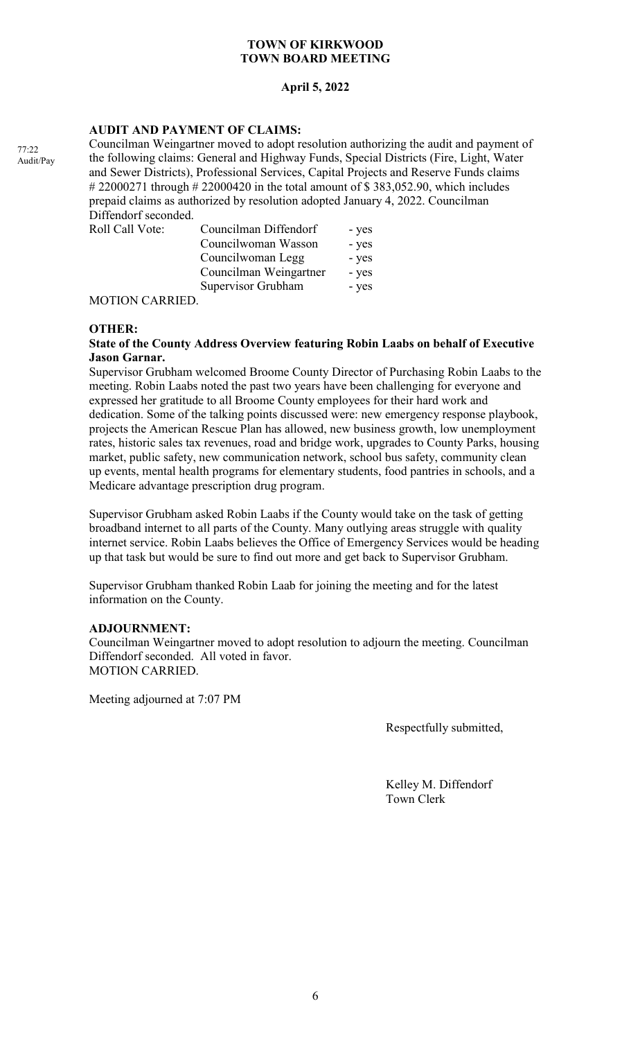**TOWN OF KIRKWOOD**
**TOWN BOARD MEETING**

**April 5, 2022**

### AUDIT AND PAYMENT OF CLAIMS:

77:22
Audit/Pay

Councilman Weingartner moved to adopt resolution authorizing the audit and payment of the following claims: General and Highway Funds, Special Districts (Fire, Light, Water and Sewer Districts), Professional Services, Capital Projects and Reserve Funds claims # 22000271 through # 22000420 in the total amount of $ 383,052.90, which includes prepaid claims as authorized by resolution adopted January 4, 2022. Councilman Diffendorf seconded.

| | | |
|---|---|---|
| Roll Call Vote: | Councilman Diffendorf | - yes |
| | Councilwoman Wasson | - yes |
| | Councilwoman Legg | - yes |
| | Councilman Weingartner | - yes |
| | Supervisor Grubham | - yes |

MOTION CARRIED.

### OTHER:

**State of the County Address Overview featuring Robin Laabs on behalf of Executive Jason Garnar.**

Supervisor Grubham welcomed Broome County Director of Purchasing Robin Laabs to the meeting. Robin Laabs noted the past two years have been challenging for everyone and expressed her gratitude to all Broome County employees for their hard work and dedication. Some of the talking points discussed were: new emergency response playbook, projects the American Rescue Plan has allowed, new business growth, low unemployment rates, historic sales tax revenues, road and bridge work, upgrades to County Parks, housing market, public safety, new communication network, school bus safety, community clean up events, mental health programs for elementary students, food pantries in schools, and a Medicare advantage prescription drug program.

Supervisor Grubham asked Robin Laabs if the County would take on the task of getting broadband internet to all parts of the County. Many outlying areas struggle with quality internet service. Robin Laabs believes the Office of Emergency Services would be heading up that task but would be sure to find out more and get back to Supervisor Grubham.

Supervisor Grubham thanked Robin Laab for joining the meeting and for the latest information on the County.

### ADJOURNMENT:

Councilman Weingartner moved to adopt resolution to adjourn the meeting. Councilman Diffendorf seconded. All voted in favor.
MOTION CARRIED.

Meeting adjourned at 7:07 PM

Respectfully submitted,

Kelley M. Diffendorf
Town Clerk